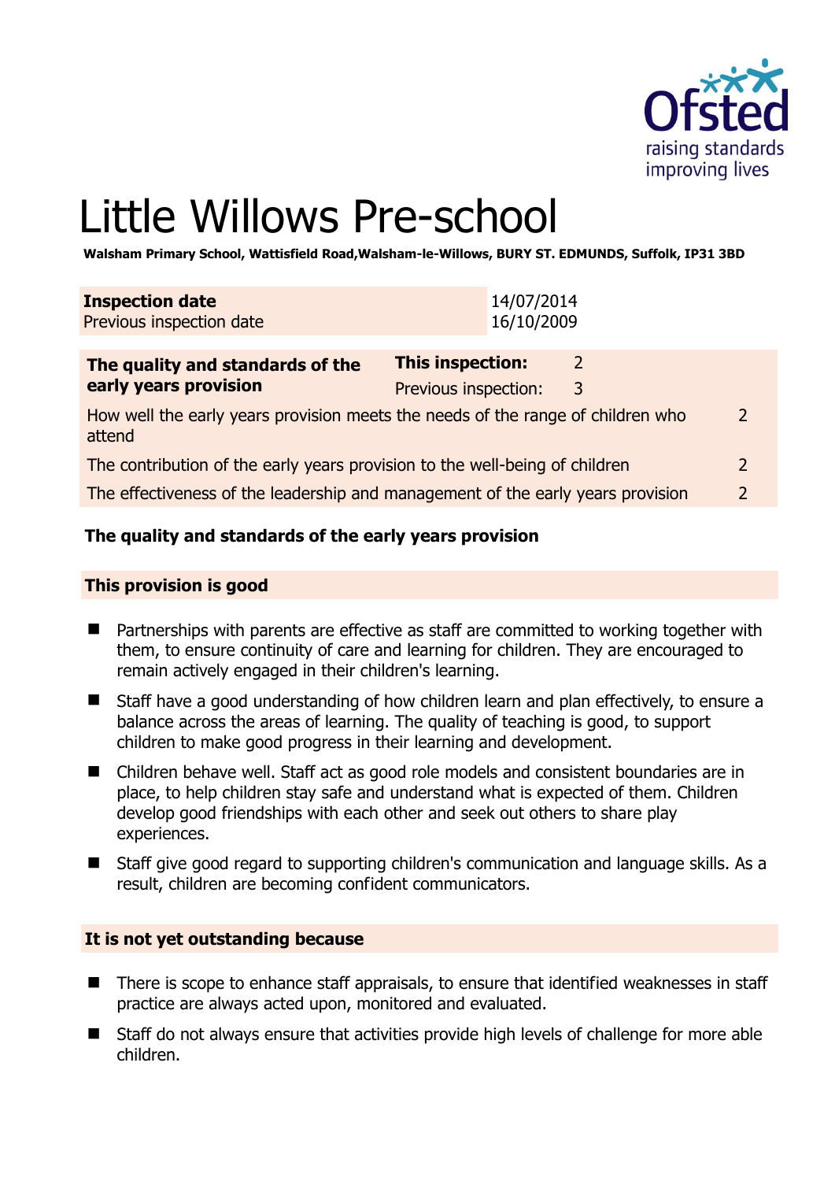# Little Willows Pre-school

**Walsham Primary School, Wattisfield Road,Walsham-le-Willows, BURY ST. EDMUNDS, Suffolk, IP31 3BD**

| **Inspection date** | 14/07/2014 |
|---|---|
| Previous inspection date | 16/10/2009 |

| **The quality and standards of the early years provision** | **This inspection:** | 2 | |
|---|---|---|---|
| | Previous inspection: | 3 | |
| How well the early years provision meets the needs of the range of children who attend | | | 2 |
| The contribution of the early years provision to the well-being of children | | | 2 |
| The effectiveness of the leadership and management of the early years provision | | | 2 |

## The quality and standards of the early years provision

### This provision is good

- Partnerships with parents are effective as staff are committed to working together with them, to ensure continuity of care and learning for children. They are encouraged to remain actively engaged in their children's learning.
- Staff have a good understanding of how children learn and plan effectively, to ensure a balance across the areas of learning. The quality of teaching is good, to support children to make good progress in their learning and development.
- Children behave well. Staff act as good role models and consistent boundaries are in place, to help children stay safe and understand what is expected of them. Children develop good friendships with each other and seek out others to share play experiences.
- Staff give good regard to supporting children's communication and language skills. As a result, children are becoming confident communicators.

### It is not yet outstanding because

- There is scope to enhance staff appraisals, to ensure that identified weaknesses in staff practice are always acted upon, monitored and evaluated.
- Staff do not always ensure that activities provide high levels of challenge for more able children.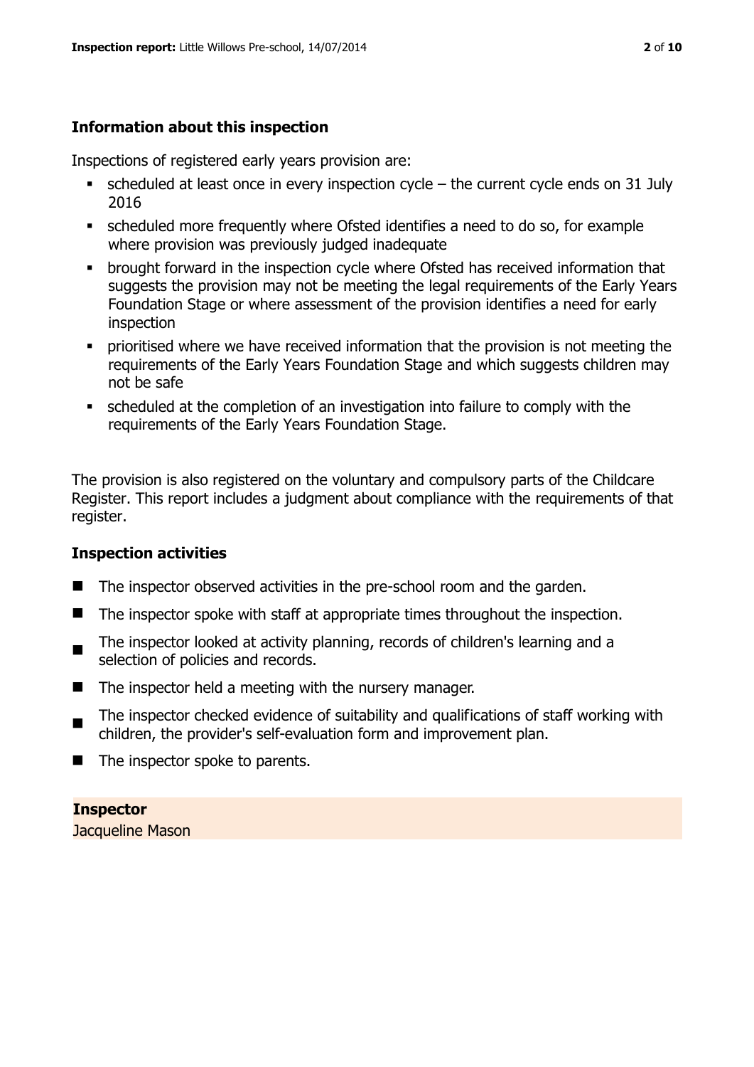### Information about this inspection

Inspections of registered early years provision are:

- scheduled at least once in every inspection cycle – the current cycle ends on 31 July 2016
- scheduled more frequently where Ofsted identifies a need to do so, for example where provision was previously judged inadequate
- brought forward in the inspection cycle where Ofsted has received information that suggests the provision may not be meeting the legal requirements of the Early Years Foundation Stage or where assessment of the provision identifies a need for early inspection
- prioritised where we have received information that the provision is not meeting the requirements of the Early Years Foundation Stage and which suggests children may not be safe
- scheduled at the completion of an investigation into failure to comply with the requirements of the Early Years Foundation Stage.

The provision is also registered on the voluntary and compulsory parts of the Childcare Register. This report includes a judgment about compliance with the requirements of that register.

### Inspection activities

- The inspector observed activities in the pre-school room and the garden.
- The inspector spoke with staff at appropriate times throughout the inspection.
- The inspector looked at activity planning, records of children's learning and a selection of policies and records.
- The inspector held a meeting with the nursery manager.
- The inspector checked evidence of suitability and qualifications of staff working with children, the provider's self-evaluation form and improvement plan.
- The inspector spoke to parents.

**Inspector**
Jacqueline Mason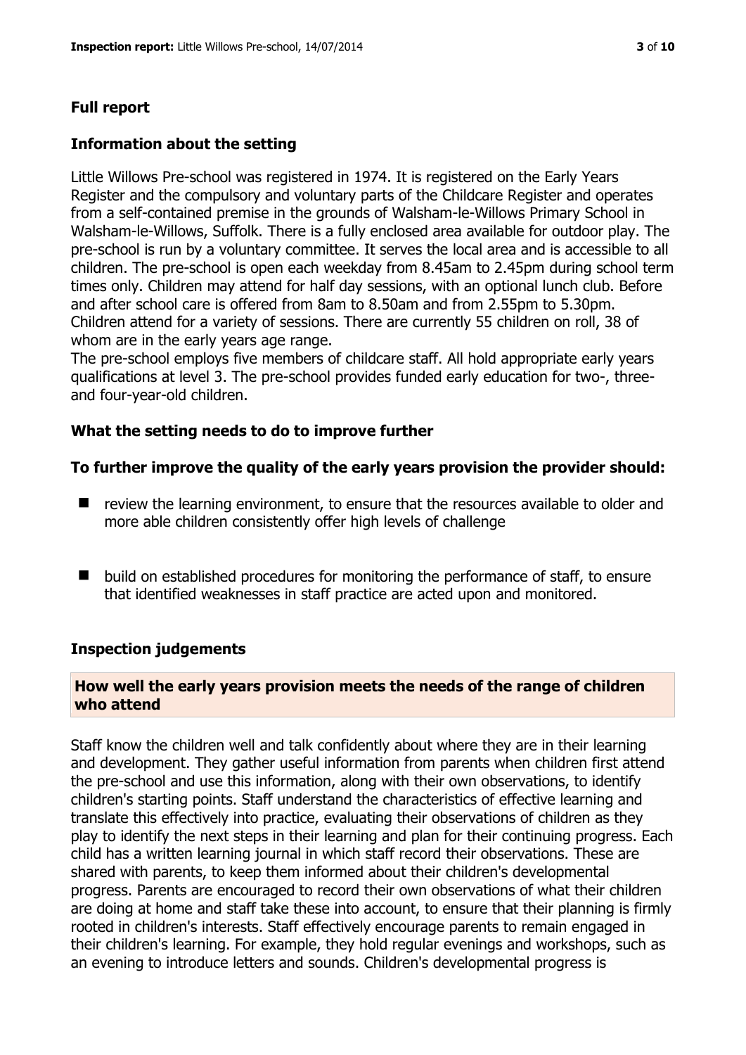## Full report

### Information about the setting

Little Willows Pre-school was registered in 1974. It is registered on the Early Years Register and the compulsory and voluntary parts of the Childcare Register and operates from a self-contained premise in the grounds of Walsham-le-Willows Primary School in Walsham-le-Willows, Suffolk. There is a fully enclosed area available for outdoor play. The pre-school is run by a voluntary committee. It serves the local area and is accessible to all children. The pre-school is open each weekday from 8.45am to 2.45pm during school term times only. Children may attend for half day sessions, with an optional lunch club. Before and after school care is offered from 8am to 8.50am and from 2.55pm to 5.30pm. Children attend for a variety of sessions. There are currently 55 children on roll, 38 of whom are in the early years age range.

The pre-school employs five members of childcare staff. All hold appropriate early years qualifications at level 3. The pre-school provides funded early education for two-, three- and four-year-old children.

### What the setting needs to do to improve further

#### To further improve the quality of the early years provision the provider should:

- review the learning environment, to ensure that the resources available to older and more able children consistently offer high levels of challenge
- build on established procedures for monitoring the performance of staff, to ensure that identified weaknesses in staff practice are acted upon and monitored.

### Inspection judgements

#### How well the early years provision meets the needs of the range of children who attend

Staff know the children well and talk confidently about where they are in their learning and development. They gather useful information from parents when children first attend the pre-school and use this information, along with their own observations, to identify children's starting points. Staff understand the characteristics of effective learning and translate this effectively into practice, evaluating their observations of children as they play to identify the next steps in their learning and plan for their continuing progress. Each child has a written learning journal in which staff record their observations. These are shared with parents, to keep them informed about their children's developmental progress. Parents are encouraged to record their own observations of what their children are doing at home and staff take these into account, to ensure that their planning is firmly rooted in children's interests. Staff effectively encourage parents to remain engaged in their children's learning. For example, they hold regular evenings and workshops, such as an evening to introduce letters and sounds. Children's developmental progress is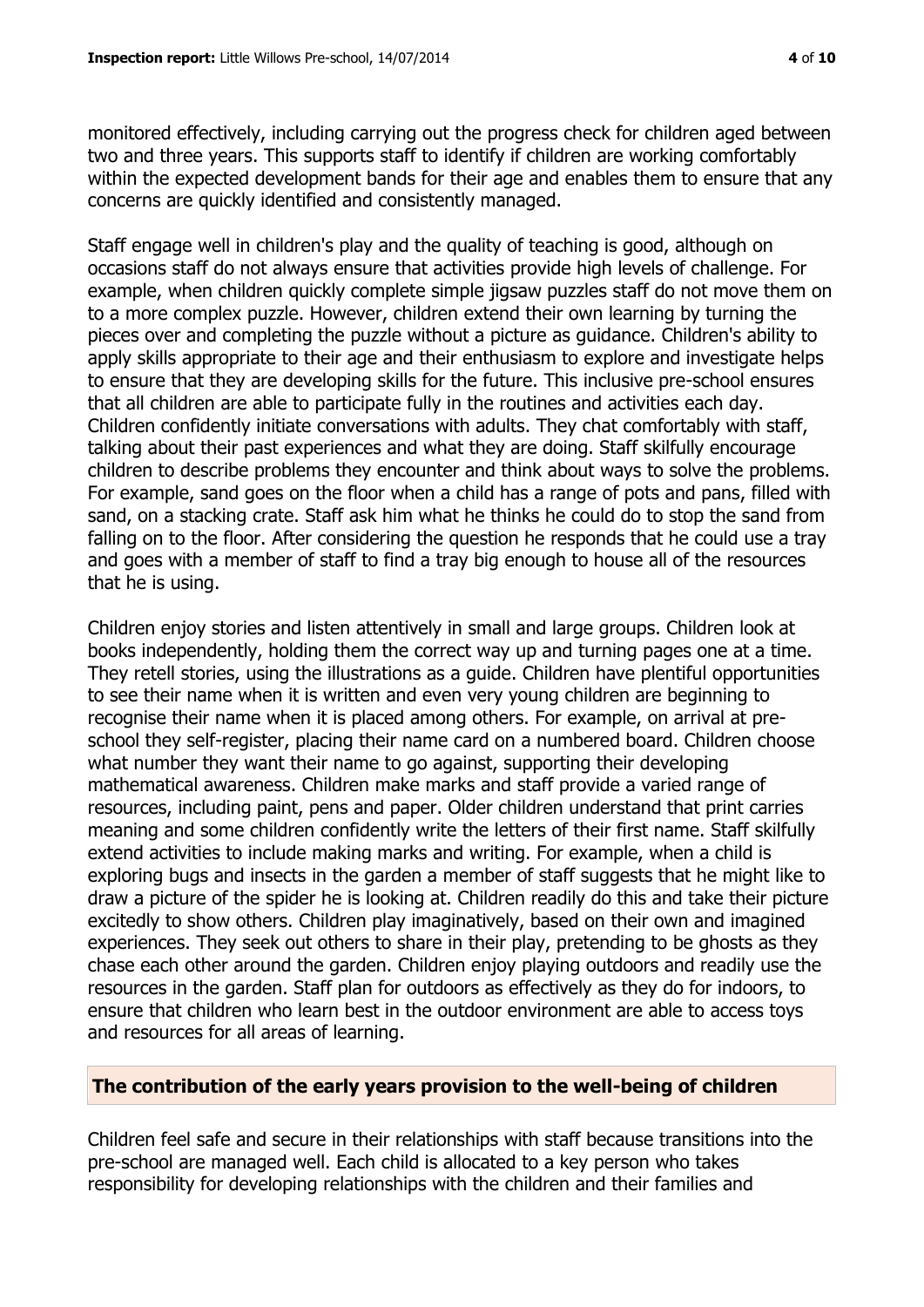monitored effectively, including carrying out the progress check for children aged between two and three years. This supports staff to identify if children are working comfortably within the expected development bands for their age and enables them to ensure that any concerns are quickly identified and consistently managed.

Staff engage well in children's play and the quality of teaching is good, although on occasions staff do not always ensure that activities provide high levels of challenge. For example, when children quickly complete simple jigsaw puzzles staff do not move them on to a more complex puzzle. However, children extend their own learning by turning the pieces over and completing the puzzle without a picture as guidance. Children's ability to apply skills appropriate to their age and their enthusiasm to explore and investigate helps to ensure that they are developing skills for the future. This inclusive pre-school ensures that all children are able to participate fully in the routines and activities each day. Children confidently initiate conversations with adults. They chat comfortably with staff, talking about their past experiences and what they are doing. Staff skilfully encourage children to describe problems they encounter and think about ways to solve the problems. For example, sand goes on the floor when a child has a range of pots and pans, filled with sand, on a stacking crate. Staff ask him what he thinks he could do to stop the sand from falling on to the floor. After considering the question he responds that he could use a tray and goes with a member of staff to find a tray big enough to house all of the resources that he is using.

Children enjoy stories and listen attentively in small and large groups. Children look at books independently, holding them the correct way up and turning pages one at a time. They retell stories, using the illustrations as a guide. Children have plentiful opportunities to see their name when it is written and even very young children are beginning to recognise their name when it is placed among others. For example, on arrival at pre-school they self-register, placing their name card on a numbered board. Children choose what number they want their name to go against, supporting their developing mathematical awareness. Children make marks and staff provide a varied range of resources, including paint, pens and paper. Older children understand that print carries meaning and some children confidently write the letters of their first name. Staff skilfully extend activities to include making marks and writing. For example, when a child is exploring bugs and insects in the garden a member of staff suggests that he might like to draw a picture of the spider he is looking at. Children readily do this and take their picture excitedly to show others. Children play imaginatively, based on their own and imagined experiences. They seek out others to share in their play, pretending to be ghosts as they chase each other around the garden. Children enjoy playing outdoors and readily use the resources in the garden. Staff plan for outdoors as effectively as they do for indoors, to ensure that children who learn best in the outdoor environment are able to access toys and resources for all areas of learning.

## The contribution of the early years provision to the well-being of children

Children feel safe and secure in their relationships with staff because transitions into the pre-school are managed well. Each child is allocated to a key person who takes responsibility for developing relationships with the children and their families and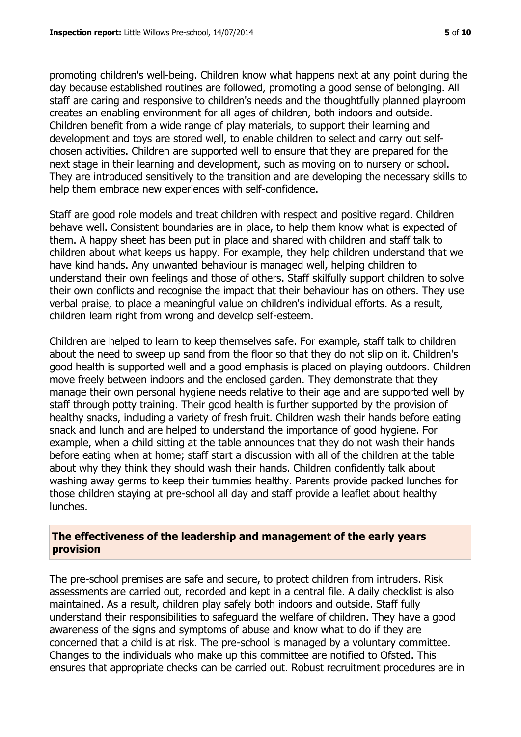promoting children's well-being. Children know what happens next at any point during the day because established routines are followed, promoting a good sense of belonging. All staff are caring and responsive to children's needs and the thoughtfully planned playroom creates an enabling environment for all ages of children, both indoors and outside. Children benefit from a wide range of play materials, to support their learning and development and toys are stored well, to enable children to select and carry out self-chosen activities. Children are supported well to ensure that they are prepared for the next stage in their learning and development, such as moving on to nursery or school. They are introduced sensitively to the transition and are developing the necessary skills to help them embrace new experiences with self-confidence.

Staff are good role models and treat children with respect and positive regard. Children behave well. Consistent boundaries are in place, to help them know what is expected of them. A happy sheet has been put in place and shared with children and staff talk to children about what keeps us happy. For example, they help children understand that we have kind hands. Any unwanted behaviour is managed well, helping children to understand their own feelings and those of others. Staff skilfully support children to solve their own conflicts and recognise the impact that their behaviour has on others. They use verbal praise, to place a meaningful value on children's individual efforts. As a result, children learn right from wrong and develop self-esteem.

Children are helped to learn to keep themselves safe. For example, staff talk to children about the need to sweep up sand from the floor so that they do not slip on it. Children's good health is supported well and a good emphasis is placed on playing outdoors. Children move freely between indoors and the enclosed garden. They demonstrate that they manage their own personal hygiene needs relative to their age and are supported well by staff through potty training. Their good health is further supported by the provision of healthy snacks, including a variety of fresh fruit. Children wash their hands before eating snack and lunch and are helped to understand the importance of good hygiene. For example, when a child sitting at the table announces that they do not wash their hands before eating when at home; staff start a discussion with all of the children at the table about why they think they should wash their hands. Children confidently talk about washing away germs to keep their tummies healthy. Parents provide packed lunches for those children staying at pre-school all day and staff provide a leaflet about healthy lunches.

## The effectiveness of the leadership and management of the early years provision

The pre-school premises are safe and secure, to protect children from intruders. Risk assessments are carried out, recorded and kept in a central file. A daily checklist is also maintained. As a result, children play safely both indoors and outside. Staff fully understand their responsibilities to safeguard the welfare of children. They have a good awareness of the signs and symptoms of abuse and know what to do if they are concerned that a child is at risk. The pre-school is managed by a voluntary committee. Changes to the individuals who make up this committee are notified to Ofsted. This ensures that appropriate checks can be carried out. Robust recruitment procedures are in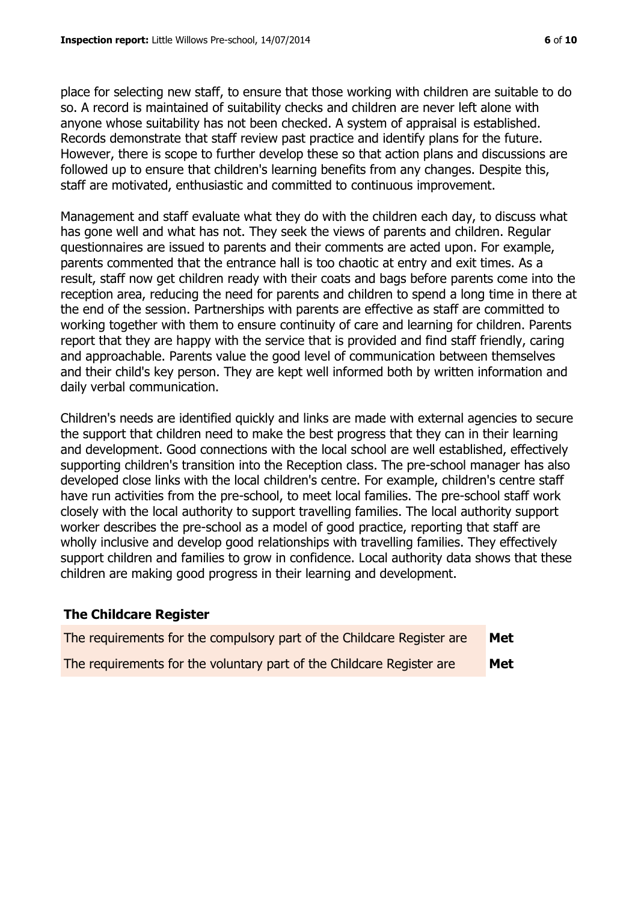place for selecting new staff, to ensure that those working with children are suitable to do so. A record is maintained of suitability checks and children are never left alone with anyone whose suitability has not been checked. A system of appraisal is established. Records demonstrate that staff review past practice and identify plans for the future. However, there is scope to further develop these so that action plans and discussions are followed up to ensure that children's learning benefits from any changes. Despite this, staff are motivated, enthusiastic and committed to continuous improvement.

Management and staff evaluate what they do with the children each day, to discuss what has gone well and what has not. They seek the views of parents and children. Regular questionnaires are issued to parents and their comments are acted upon. For example, parents commented that the entrance hall is too chaotic at entry and exit times. As a result, staff now get children ready with their coats and bags before parents come into the reception area, reducing the need for parents and children to spend a long time in there at the end of the session. Partnerships with parents are effective as staff are committed to working together with them to ensure continuity of care and learning for children. Parents report that they are happy with the service that is provided and find staff friendly, caring and approachable. Parents value the good level of communication between themselves and their child's key person. They are kept well informed both by written information and daily verbal communication.

Children's needs are identified quickly and links are made with external agencies to secure the support that children need to make the best progress that they can in their learning and development. Good connections with the local school are well established, effectively supporting children's transition into the Reception class. The pre-school manager has also developed close links with the local children's centre. For example, children's centre staff have run activities from the pre-school, to meet local families. The pre-school staff work closely with the local authority to support travelling families. The local authority support worker describes the pre-school as a model of good practice, reporting that staff are wholly inclusive and develop good relationships with travelling families. They effectively support children and families to grow in confidence. Local authority data shows that these children are making good progress in their learning and development.

### The Childcare Register

| | |
|---|---|
| The requirements for the compulsory part of the Childcare Register are | **Met** |
| The requirements for the voluntary part of the Childcare Register are | **Met** |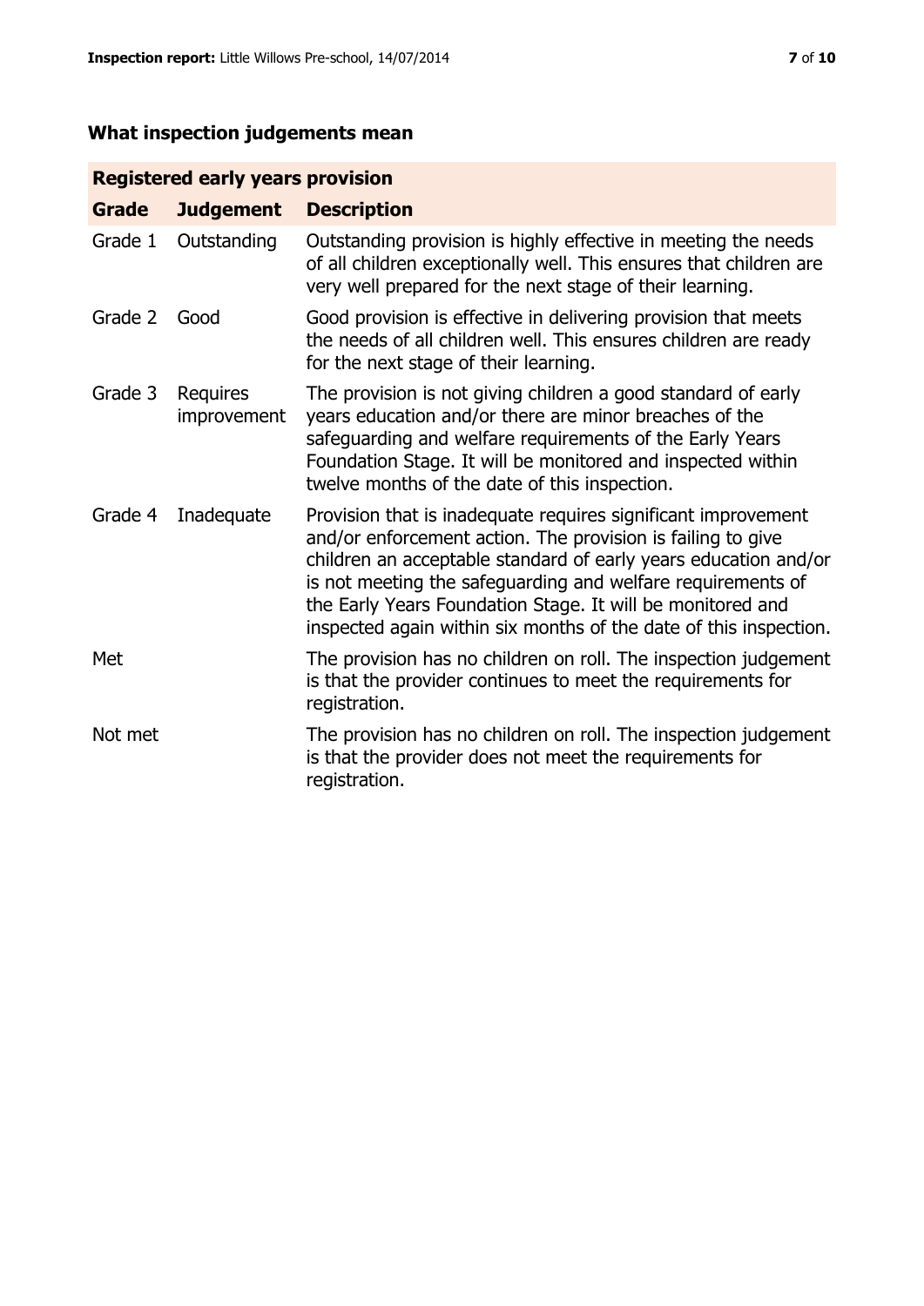## What inspection judgements mean

| Registered early years provision | | |
|---|---|---|
| **Grade** | **Judgement** | **Description** |
| Grade 1 | Outstanding | Outstanding provision is highly effective in meeting the needs of all children exceptionally well. This ensures that children are very well prepared for the next stage of their learning. |
| Grade 2 | Good | Good provision is effective in delivering provision that meets the needs of all children well. This ensures children are ready for the next stage of their learning. |
| Grade 3 | Requires improvement | The provision is not giving children a good standard of early years education and/or there are minor breaches of the safeguarding and welfare requirements of the Early Years Foundation Stage. It will be monitored and inspected within twelve months of the date of this inspection. |
| Grade 4 | Inadequate | Provision that is inadequate requires significant improvement and/or enforcement action. The provision is failing to give children an acceptable standard of early years education and/or is not meeting the safeguarding and welfare requirements of the Early Years Foundation Stage. It will be monitored and inspected again within six months of the date of this inspection. |
| Met | | The provision has no children on roll. The inspection judgement is that the provider continues to meet the requirements for registration. |
| Not met | | The provision has no children on roll. The inspection judgement is that the provider does not meet the requirements for registration. |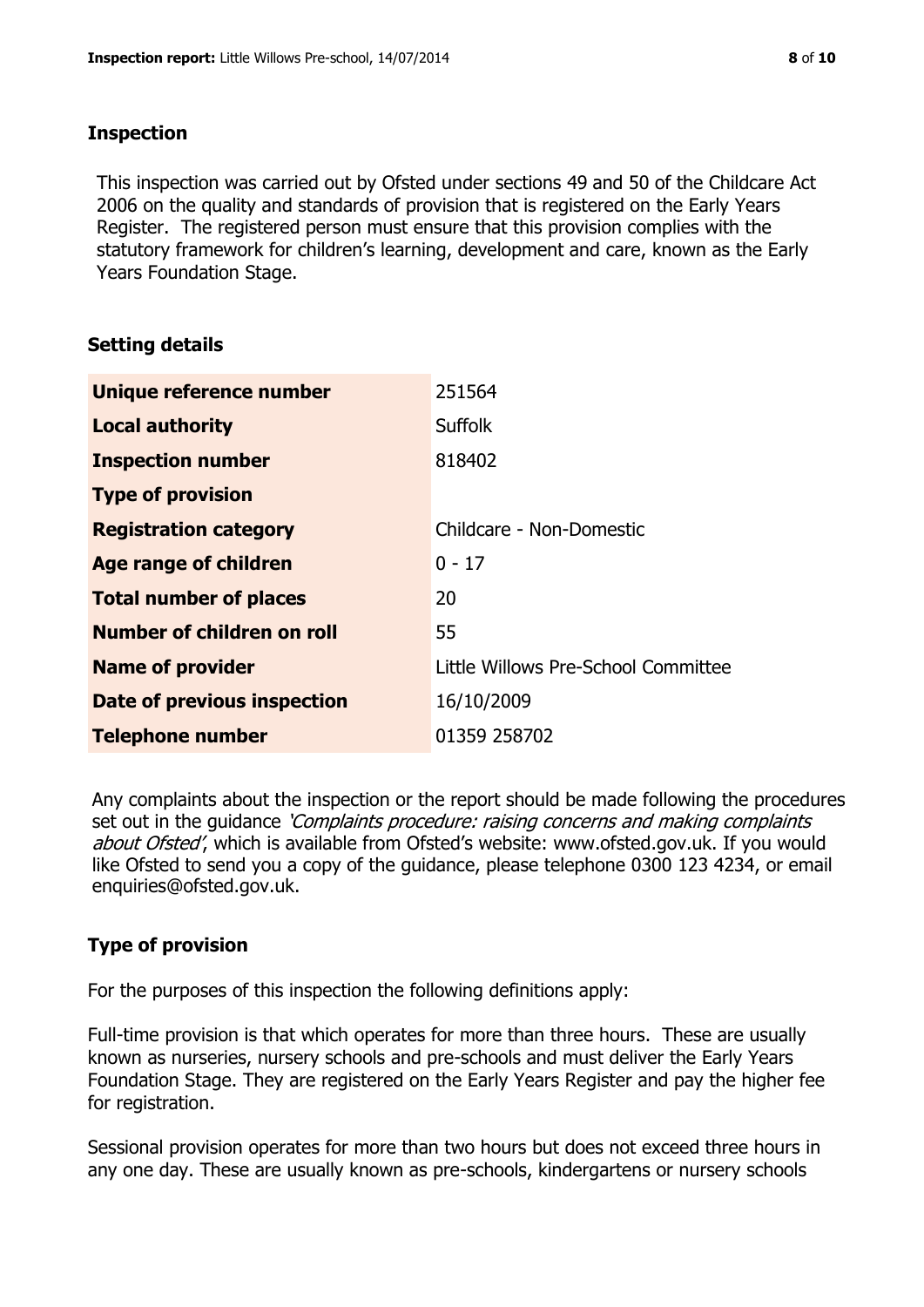## Inspection

This inspection was carried out by Ofsted under sections 49 and 50 of the Childcare Act 2006 on the quality and standards of provision that is registered on the Early Years Register. The registered person must ensure that this provision complies with the statutory framework for children's learning, development and care, known as the Early Years Foundation Stage.

## Setting details

| | |
|---|---|
| **Unique reference number** | 251564 |
| **Local authority** | Suffolk |
| **Inspection number** | 818402 |
| **Type of provision** | |
| **Registration category** | Childcare - Non-Domestic |
| **Age range of children** | 0 - 17 |
| **Total number of places** | 20 |
| **Number of children on roll** | 55 |
| **Name of provider** | Little Willows Pre-School Committee |
| **Date of previous inspection** | 16/10/2009 |
| **Telephone number** | 01359 258702 |

Any complaints about the inspection or the report should be made following the procedures set out in the guidance *'Complaints procedure: raising concerns and making complaints about Ofsted'*, which is available from Ofsted's website: www.ofsted.gov.uk. If you would like Ofsted to send you a copy of the guidance, please telephone 0300 123 4234, or email enquiries@ofsted.gov.uk.

## Type of provision

For the purposes of this inspection the following definitions apply:

Full-time provision is that which operates for more than three hours. These are usually known as nurseries, nursery schools and pre-schools and must deliver the Early Years Foundation Stage. They are registered on the Early Years Register and pay the higher fee for registration.

Sessional provision operates for more than two hours but does not exceed three hours in any one day. These are usually known as pre-schools, kindergartens or nursery schools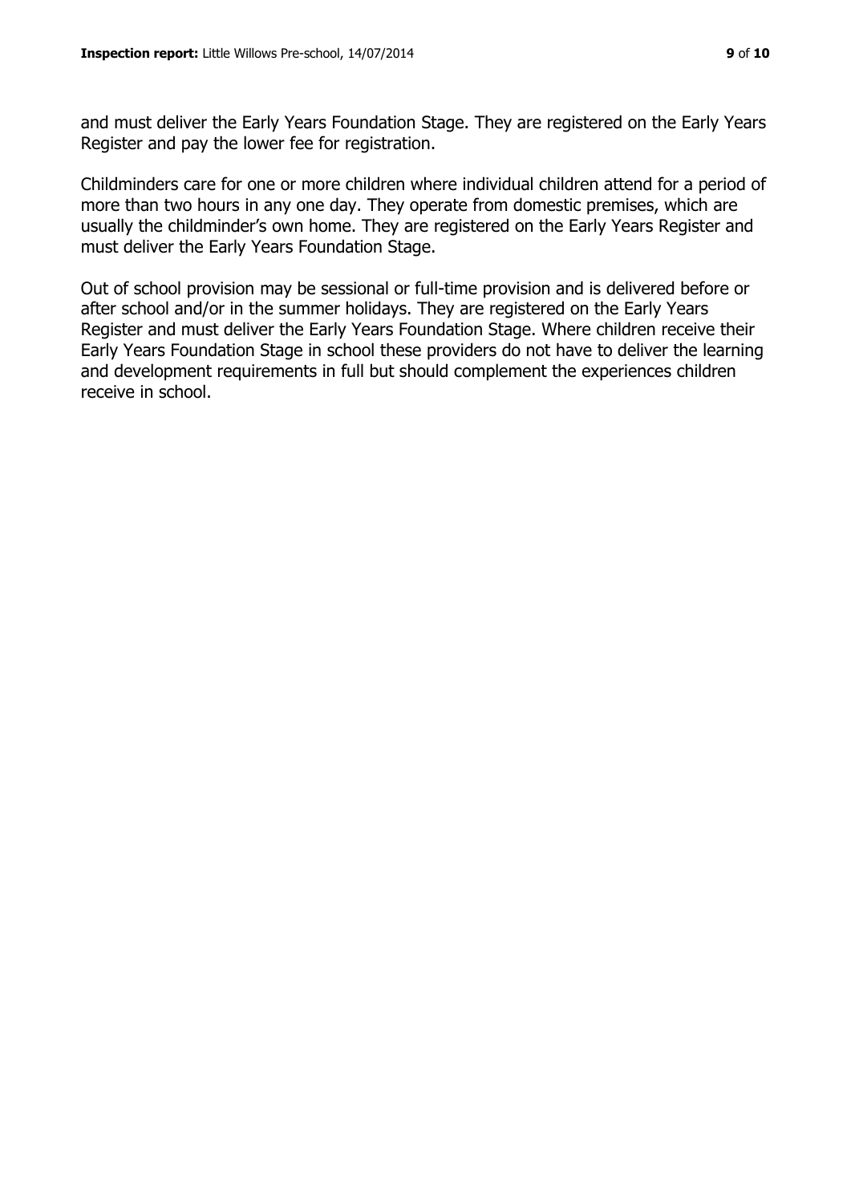and must deliver the Early Years Foundation Stage. They are registered on the Early Years Register and pay the lower fee for registration.

Childminders care for one or more children where individual children attend for a period of more than two hours in any one day. They operate from domestic premises, which are usually the childminder's own home. They are registered on the Early Years Register and must deliver the Early Years Foundation Stage.

Out of school provision may be sessional or full-time provision and is delivered before or after school and/or in the summer holidays. They are registered on the Early Years Register and must deliver the Early Years Foundation Stage. Where children receive their Early Years Foundation Stage in school these providers do not have to deliver the learning and development requirements in full but should complement the experiences children receive in school.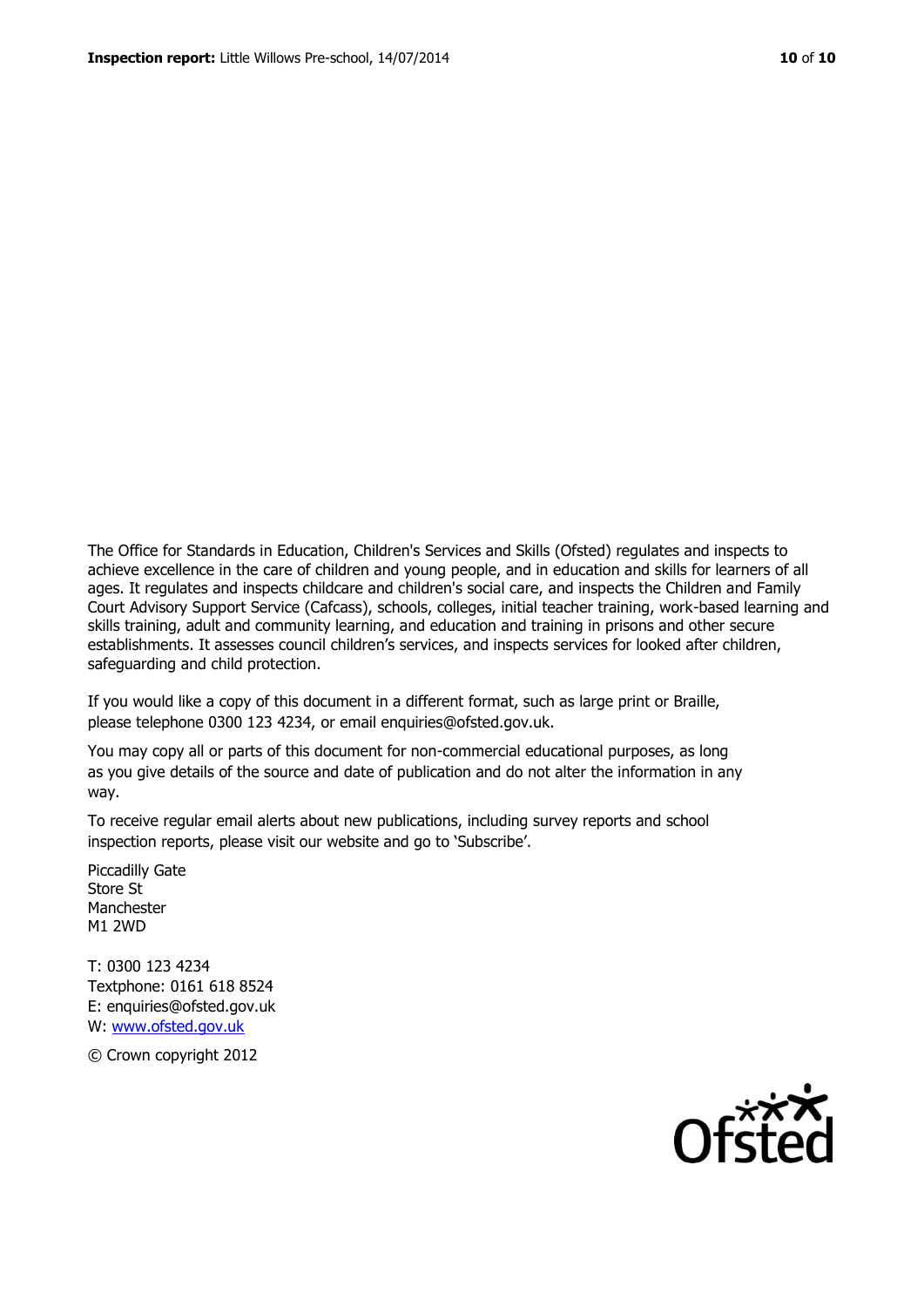The Office for Standards in Education, Children's Services and Skills (Ofsted) regulates and inspects to achieve excellence in the care of children and young people, and in education and skills for learners of all ages. It regulates and inspects childcare and children's social care, and inspects the Children and Family Court Advisory Support Service (Cafcass), schools, colleges, initial teacher training, work-based learning and skills training, adult and community learning, and education and training in prisons and other secure establishments. It assesses council children's services, and inspects services for looked after children, safeguarding and child protection.

If you would like a copy of this document in a different format, such as large print or Braille, please telephone 0300 123 4234, or email enquiries@ofsted.gov.uk.

You may copy all or parts of this document for non-commercial educational purposes, as long as you give details of the source and date of publication and do not alter the information in any way.

To receive regular email alerts about new publications, including survey reports and school inspection reports, please visit our website and go to 'Subscribe'.

Piccadilly Gate
Store St
Manchester
M1 2WD

T: 0300 123 4234
Textphone: 0161 618 8524
E: enquiries@ofsted.gov.uk
W: www.ofsted.gov.uk

© Crown copyright 2012

Ofsted